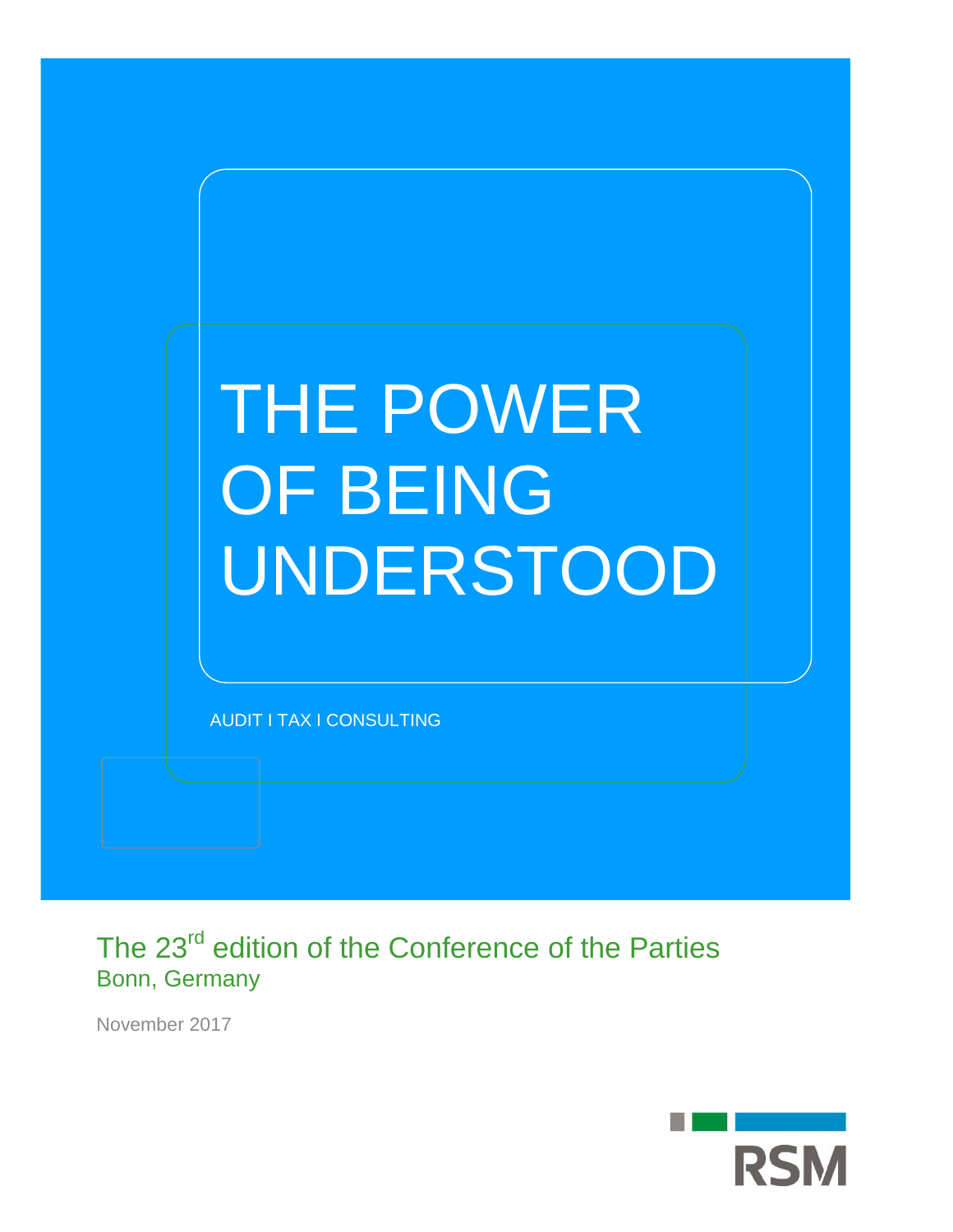# THE POWER OF BEING UNDERSTOOD

AUDIT I TAX I CONSULTING

## The 23rd edition of the Conference of the Parties

Bonn, Germany

November 2017

RSM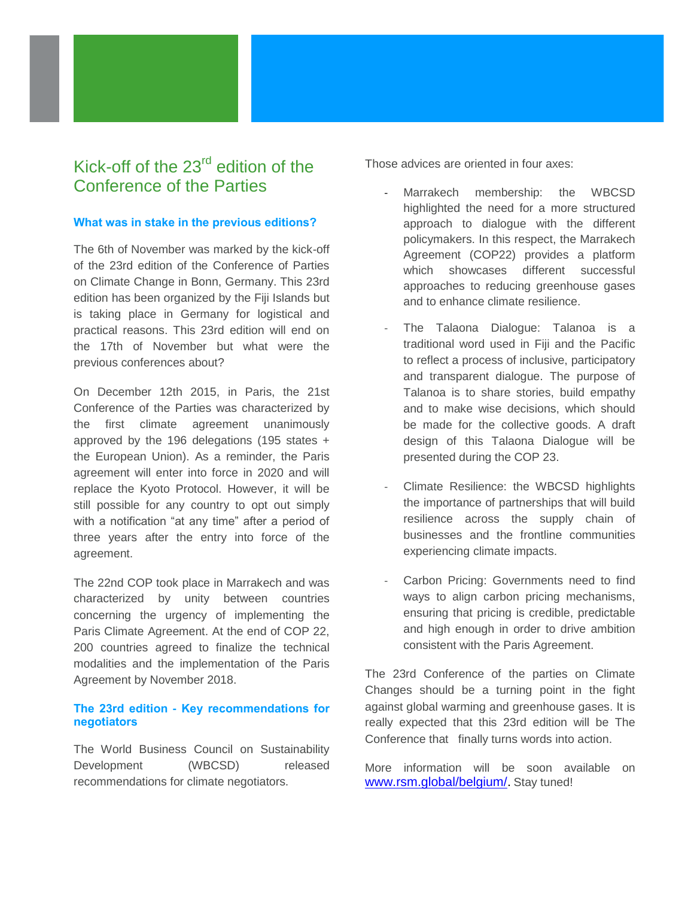# Kick-off of the 23rd edition of the Conference of the Parties

### What was in stake in the previous editions?

The 6th of November was marked by the kick-off of the 23rd edition of the Conference of Parties on Climate Change in Bonn, Germany. This 23rd edition has been organized by the Fiji Islands but is taking place in Germany for logistical and practical reasons. This 23rd edition will end on the 17th of November but what were the previous conferences about?

On December 12th 2015, in Paris, the 21st Conference of the Parties was characterized by the first climate agreement unanimously approved by the 196 delegations (195 states + the European Union). As a reminder, the Paris agreement will enter into force in 2020 and will replace the Kyoto Protocol. However, it will be still possible for any country to opt out simply with a notification "at any time" after a period of three years after the entry into force of the agreement.

The 22nd COP took place in Marrakech and was characterized by unity between countries concerning the urgency of implementing the Paris Climate Agreement. At the end of COP 22, 200 countries agreed to finalize the technical modalities and the implementation of the Paris Agreement by November 2018.

### The 23rd edition - Key recommendations for negotiators

The World Business Council on Sustainability Development (WBCSD) released recommendations for climate negotiators.

Those advices are oriented in four axes:

- Marrakech membership: the WBCSD highlighted the need for a more structured approach to dialogue with the different policymakers. In this respect, the Marrakech Agreement (COP22) provides a platform which showcases different successful approaches to reducing greenhouse gases and to enhance climate resilience.
- The Talaona Dialogue: Talanoa is a traditional word used in Fiji and the Pacific to reflect a process of inclusive, participatory and transparent dialogue. The purpose of Talanoa is to share stories, build empathy and to make wise decisions, which should be made for the collective goods. A draft design of this Talaona Dialogue will be presented during the COP 23.
- Climate Resilience: the WBCSD highlights the importance of partnerships that will build resilience across the supply chain of businesses and the frontline communities experiencing climate impacts.
- Carbon Pricing: Governments need to find ways to align carbon pricing mechanisms, ensuring that pricing is credible, predictable and high enough in order to drive ambition consistent with the Paris Agreement.

The 23rd Conference of the parties on Climate Changes should be a turning point in the fight against global warming and greenhouse gases. It is really expected that this 23rd edition will be The Conference that finally turns words into action.

More information will be soon available on [www.rsm.global/belgium/](http://www.rsm.global/belgium/). Stay tuned!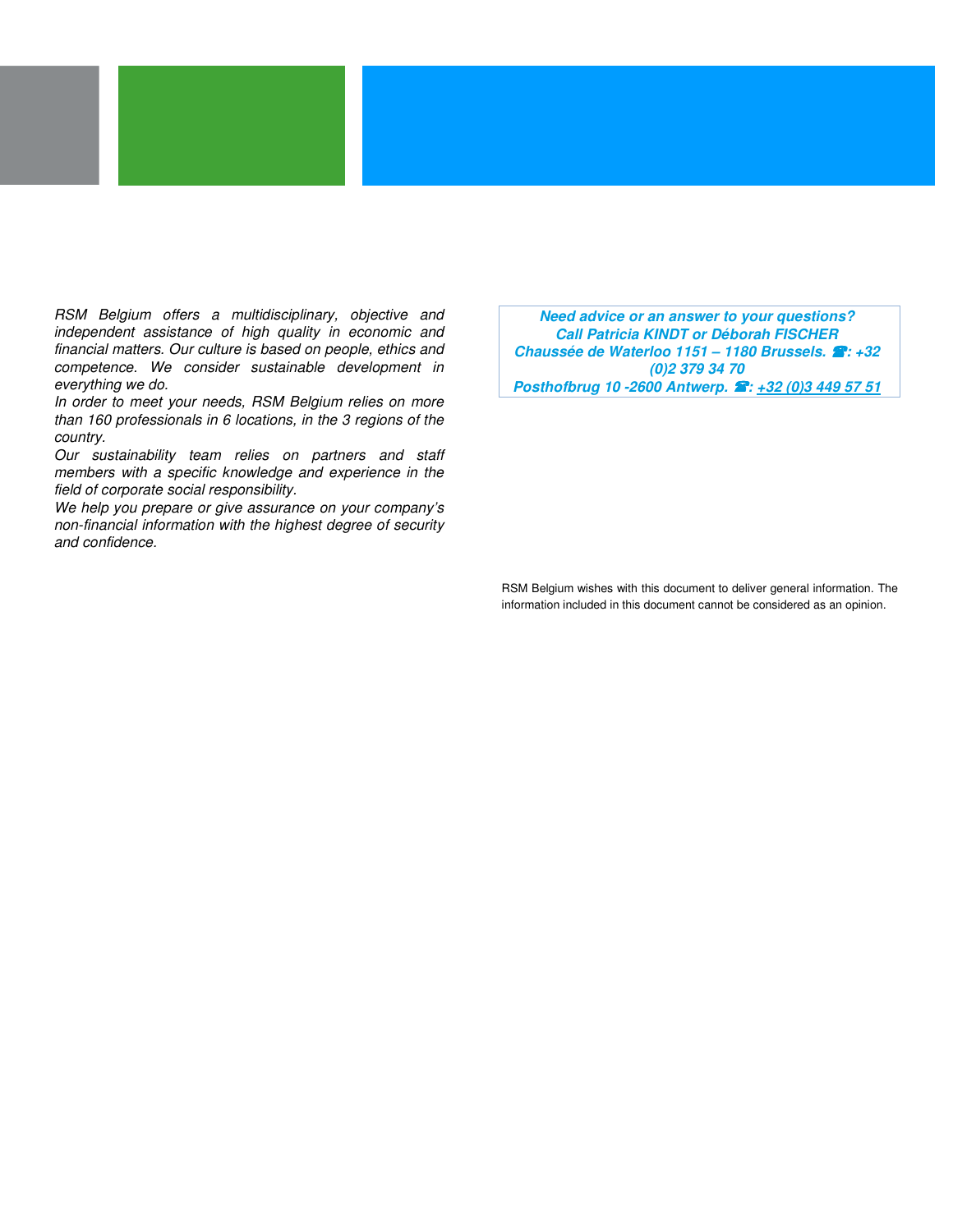*RSM Belgium offers a multidisciplinary, objective and independent assistance of high quality in economic and financial matters. Our culture is based on people, ethics and competence. We consider sustainable development in everything we do.*

*In order to meet your needs, RSM Belgium relies on more than 160 professionals in 6 locations, in the 3 regions of the country.*

*Our sustainability team relies on partners and staff members with a specific knowledge and experience in the field of corporate social responsibility.*

*We help you prepare or give assurance on your company's non-financial information with the highest degree of security and confidence.*

***Need advice or an answer to your questions?***
***Call Patricia KINDT or Déborah FISCHER***
***Chaussée de Waterloo 1151 – 1180 Brussels. ☎: +32 (0)2 379 34 70***
***Posthofbrug 10 -2600 Antwerp. ☎: +32 (0)3 449 57 51***

RSM Belgium wishes with this document to deliver general information. The information included in this document cannot be considered as an opinion.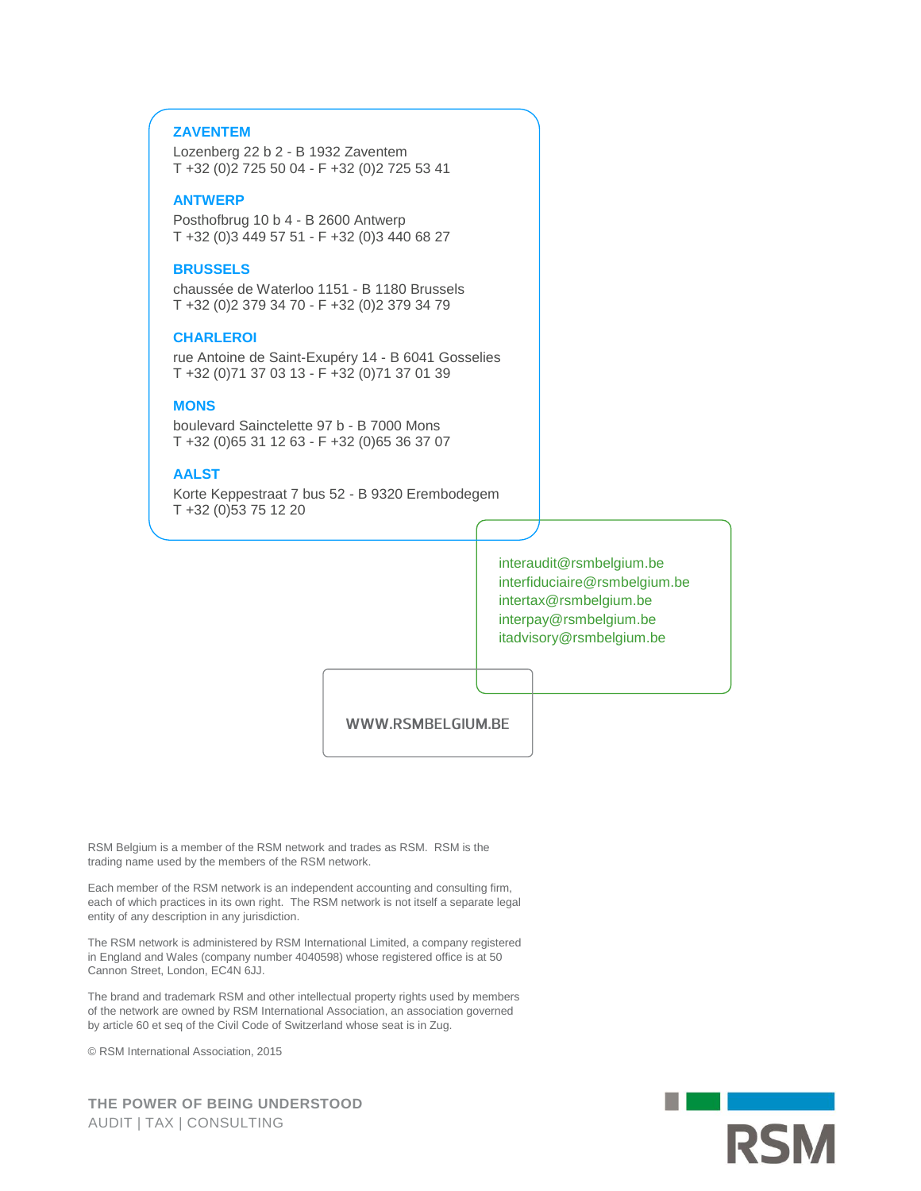**ZAVENTEM**
Lozenberg 22 b 2 - B 1932 Zaventem
T +32 (0)2 725 50 04 - F +32 (0)2 725 53 41

**ANTWERP**
Posthofbrug 10 b 4 - B 2600 Antwerp
T +32 (0)3 449 57 51 - F +32 (0)3 440 68 27

**BRUSSELS**
chaussée de Waterloo 1151 - B 1180 Brussels
T +32 (0)2 379 34 70 - F +32 (0)2 379 34 79

**CHARLEROI**
rue Antoine de Saint-Exupéry 14 - B 6041 Gosselies
T +32 (0)71 37 03 13 - F +32 (0)71 37 01 39

**MONS**
boulevard Sainctelette 97 b - B 7000 Mons
T +32 (0)65 31 12 63 - F +32 (0)65 36 37 07

**AALST**
Korte Keppestraat 7 bus 52 - B 9320 Erembodegem
T +32 (0)53 75 12 20

interaudit@rsmbelgium.be
interfiduciaire@rsmbelgium.be
intertax@rsmbelgium.be
interpay@rsmbelgium.be
itadvisory@rsmbelgium.be

WWW.RSMBELGIUM.BE

RSM Belgium is a member of the RSM network and trades as RSM. RSM is the trading name used by the members of the RSM network.

Each member of the RSM network is an independent accounting and consulting firm, each of which practices in its own right. The RSM network is not itself a separate legal entity of any description in any jurisdiction.

The RSM network is administered by RSM International Limited, a company registered in England and Wales (company number 4040598) whose registered office is at 50 Cannon Street, London, EC4N 6JJ.

The brand and trademark RSM and other intellectual property rights used by members of the network are owned by RSM International Association, an association governed by article 60 et seq of the Civil Code of Switzerland whose seat is in Zug.

© RSM International Association, 2015

**THE POWER OF BEING UNDERSTOOD**
AUDIT | TAX | CONSULTING

RSM